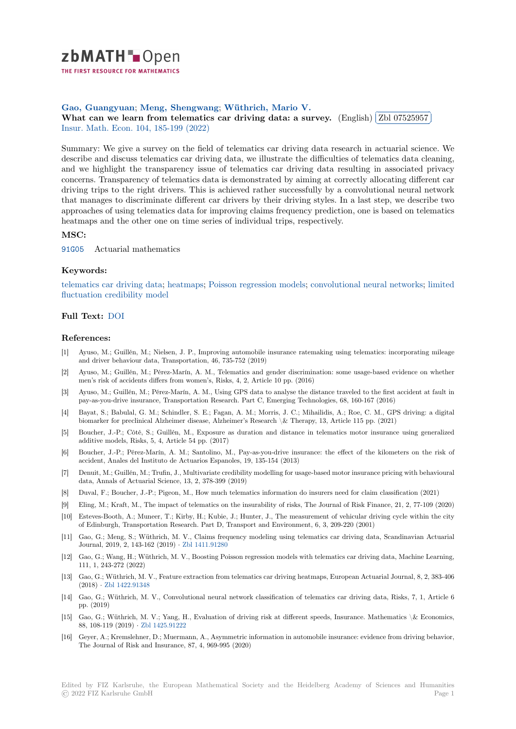# zbMATH Open

THE FIRST RESOURCE FOR MATHEMATICS

**Gao, Guangyuan; Meng, Shengwang; Wüthrich, Mario V.**

**What can we learn from telematics car driving data: a survey.** (English) Zbl 07525957

Insur. Math. Econ. 104, 185-199 (2022)

Summary: We give a survey on the field of telematics car driving data research in actuarial science. We describe and discuss telematics car driving data, we illustrate the difficulties of telematics data cleaning, and we highlight the transparency issue of telematics car driving data resulting in associated privacy concerns. Transparency of telematics data is demonstrated by aiming at correctly allocating different car driving trips to the right drivers. This is achieved rather successfully by a convolutional neural network that manages to discriminate different car drivers by their driving styles. In a last step, we describe two approaches of using telematics data for improving claims frequency prediction, one is based on telematics heatmaps and the other one on time series of individual trips, respectively.

## MSC:

91G05 Actuarial mathematics

## Keywords:

telematics car driving data; heatmaps; Poisson regression models; convolutional neural networks; limited fluctuation credibility model

## Full Text: DOI

## References:

[1] Ayuso, M.; Guillén, M.; Nielsen, J. P., Improving automobile insurance ratemaking using telematics: incorporating mileage and driver behaviour data, Transportation, 46, 735-752 (2019)

[2] Ayuso, M.; Guillén, M.; Pérez-Marín, A. M., Telematics and gender discrimination: some usage-based evidence on whether men's risk of accidents differs from women's, Risks, 4, 2, Article 10 pp. (2016)

[3] Ayuso, M.; Guillén, M.; Pérez-Marín, A. M., Using GPS data to analyse the distance traveled to the first accident at fault in pay-as-you-drive insurance, Transportation Research. Part C, Emerging Technologies, 68, 160-167 (2016)

[4] Bayat, S.; Babulal, G. M.; Schindler, S. E.; Fagan, A. M.; Morris, J. C.; Mihailidis, A.; Roe, C. M., GPS driving: a digital biomarker for preclinical Alzheimer disease, Alzheimer's Research \& Therapy, 13, Article 115 pp. (2021)

[5] Boucher, J.-P.; Côté, S.; Guillén, M., Exposure as duration and distance in telematics motor insurance using generalized additive models, Risks, 5, 4, Article 54 pp. (2017)

[6] Boucher, J.-P.; Pérez-Marín, A. M.; Santolino, M., Pay-as-you-drive insurance: the effect of the kilometers on the risk of accident, Anales del Instituto de Actuarios Espanoles, 19, 135-154 (2013)

[7] Denuit, M.; Guillén, M.; Trufin, J., Multivariate credibility modelling for usage-based motor insurance pricing with behavioural data, Annals of Actuarial Science, 13, 2, 378-399 (2019)

[8] Duval, F.; Boucher, J.-P.; Pigeon, M., How much telematics information do insurers need for claim classification (2021)

[9] Eling, M.; Kraft, M., The impact of telematics on the insurability of risks, The Journal of Risk Finance, 21, 2, 77-109 (2020)

[10] Esteves-Booth, A.; Muneer, T.; Kirby, H.; Kubie, J.; Hunter, J., The measurement of vehicular driving cycle within the city of Edinburgh, Transportation Research. Part D, Transport and Environment, 6, 3, 209-220 (2001)

[11] Gao, G.; Meng, S.; Wüthrich, M. V., Claims frequency modeling using telematics car driving data, Scandinavian Actuarial Journal, 2019, 2, 143-162 (2019) · Zbl 1411.91280

[12] Gao, G.; Wang, H.; Wüthrich, M. V., Boosting Poisson regression models with telematics car driving data, Machine Learning, 111, 1, 243-272 (2022)

[13] Gao, G.; Wüthrich, M. V., Feature extraction from telematics car driving heatmaps, European Actuarial Journal, 8, 2, 383-406 (2018) · Zbl 1422.91348

[14] Gao, G.; Wüthrich, M. V., Convolutional neural network classification of telematics car driving data, Risks, 7, 1, Article 6 pp. (2019)

[15] Gao, G.; Wüthrich, M. V.; Yang, H., Evaluation of driving risk at different speeds, Insurance. Mathematics \& Economics, 88, 108-119 (2019) · Zbl 1425.91222

[16] Geyer, A.; Kremslehner, D.; Muermann, A., Asymmetric information in automobile insurance: evidence from driving behavior, The Journal of Risk and Insurance, 87, 4, 969-995 (2020)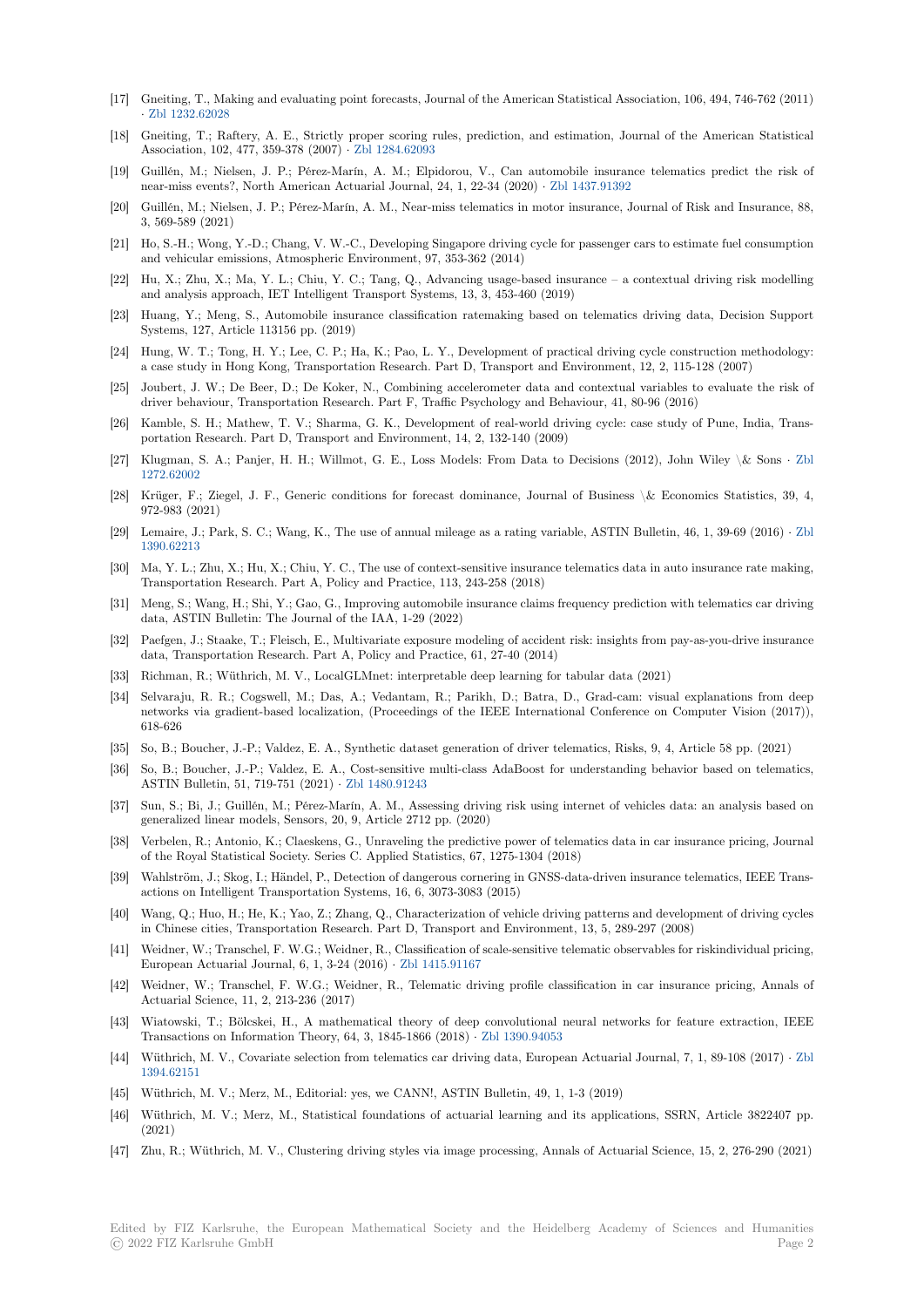[17] Gneiting, T., Making and evaluating point forecasts, Journal of the American Statistical Association, 106, 494, 746-762 (2011) · Zbl 1232.62028

[18] Gneiting, T.; Raftery, A. E., Strictly proper scoring rules, prediction, and estimation, Journal of the American Statistical Association, 102, 477, 359-378 (2007) · Zbl 1284.62093

[19] Guillén, M.; Nielsen, J. P.; Pérez-Marín, A. M.; Elpidorou, V., Can automobile insurance telematics predict the risk of near-miss events?, North American Actuarial Journal, 24, 1, 22-34 (2020) · Zbl 1437.91392

[20] Guillén, M.; Nielsen, J. P.; Pérez-Marín, A. M., Near-miss telematics in motor insurance, Journal of Risk and Insurance, 88, 3, 569-589 (2021)

[21] Ho, S.-H.; Wong, Y.-D.; Chang, V. W.-C., Developing Singapore driving cycle for passenger cars to estimate fuel consumption and vehicular emissions, Atmospheric Environment, 97, 353-362 (2014)

[22] Hu, X.; Zhu, X.; Ma, Y. L.; Chiu, Y. C.; Tang, Q., Advancing usage-based insurance – a contextual driving risk modelling and analysis approach, IET Intelligent Transport Systems, 13, 3, 453-460 (2019)

[23] Huang, Y.; Meng, S., Automobile insurance classification ratemaking based on telematics driving data, Decision Support Systems, 127, Article 113156 pp. (2019)

[24] Hung, W. T.; Tong, H. Y.; Lee, C. P.; Ha, K.; Pao, L. Y., Development of practical driving cycle construction methodology: a case study in Hong Kong, Transportation Research. Part D, Transport and Environment, 12, 2, 115-128 (2007)

[25] Joubert, J. W.; De Beer, D.; De Koker, N., Combining accelerometer data and contextual variables to evaluate the risk of driver behaviour, Transportation Research. Part F, Traffic Psychology and Behaviour, 41, 80-96 (2016)

[26] Kamble, S. H.; Mathew, T. V.; Sharma, G. K., Development of real-world driving cycle: case study of Pune, India, Transportation Research. Part D, Transport and Environment, 14, 2, 132-140 (2009)

[27] Klugman, S. A.; Panjer, H. H.; Willmot, G. E., Loss Models: From Data to Decisions (2012), John Wiley \& Sons · Zbl 1272.62002

[28] Krüger, F.; Ziegel, J. F., Generic conditions for forecast dominance, Journal of Business \& Economics Statistics, 39, 4, 972-983 (2021)

[29] Lemaire, J.; Park, S. C.; Wang, K., The use of annual mileage as a rating variable, ASTIN Bulletin, 46, 1, 39-69 (2016) · Zbl 1390.62213

[30] Ma, Y. L.; Zhu, X.; Hu, X.; Chiu, Y. C., The use of context-sensitive insurance telematics data in auto insurance rate making, Transportation Research. Part A, Policy and Practice, 113, 243-258 (2018)

[31] Meng, S.; Wang, H.; Shi, Y.; Gao, G., Improving automobile insurance claims frequency prediction with telematics car driving data, ASTIN Bulletin: The Journal of the IAA, 1-29 (2022)

[32] Paefgen, J.; Staake, T.; Fleisch, E., Multivariate exposure modeling of accident risk: insights from pay-as-you-drive insurance data, Transportation Research. Part A, Policy and Practice, 61, 27-40 (2014)

[33] Richman, R.; Wüthrich, M. V., LocalGLMnet: interpretable deep learning for tabular data (2021)

[34] Selvaraju, R. R.; Cogswell, M.; Das, A.; Vedantam, R.; Parikh, D.; Batra, D., Grad-cam: visual explanations from deep networks via gradient-based localization, (Proceedings of the IEEE International Conference on Computer Vision (2017)), 618-626

[35] So, B.; Boucher, J.-P.; Valdez, E. A., Synthetic dataset generation of driver telematics, Risks, 9, 4, Article 58 pp. (2021)

[36] So, B.; Boucher, J.-P.; Valdez, E. A., Cost-sensitive multi-class AdaBoost for understanding behavior based on telematics, ASTIN Bulletin, 51, 719-751 (2021) · Zbl 1480.91243

[37] Sun, S.; Bi, J.; Guillén, M.; Pérez-Marín, A. M., Assessing driving risk using internet of vehicles data: an analysis based on generalized linear models, Sensors, 20, 9, Article 2712 pp. (2020)

[38] Verbelen, R.; Antonio, K.; Claeskens, G., Unraveling the predictive power of telematics data in car insurance pricing, Journal of the Royal Statistical Society. Series C. Applied Statistics, 67, 1275-1304 (2018)

[39] Wahlström, J.; Skog, I.; Händel, P., Detection of dangerous cornering in GNSS-data-driven insurance telematics, IEEE Transactions on Intelligent Transportation Systems, 16, 6, 3073-3083 (2015)

[40] Wang, Q.; Huo, H.; He, K.; Yao, Z.; Zhang, Q., Characterization of vehicle driving patterns and development of driving cycles in Chinese cities, Transportation Research. Part D, Transport and Environment, 13, 5, 289-297 (2008)

[41] Weidner, W.; Transchel, F. W.G.; Weidner, R., Classification of scale-sensitive telematic observables for riskindividual pricing, European Actuarial Journal, 6, 1, 3-24 (2016) · Zbl 1415.91167

[42] Weidner, W.; Transchel, F. W.G.; Weidner, R., Telematic driving profile classification in car insurance pricing, Annals of Actuarial Science, 11, 2, 213-236 (2017)

[43] Wiatowski, T.; Bölcskei, H., A mathematical theory of deep convolutional neural networks for feature extraction, IEEE Transactions on Information Theory, 64, 3, 1845-1866 (2018) · Zbl 1390.94053

[44] Wüthrich, M. V., Covariate selection from telematics car driving data, European Actuarial Journal, 7, 1, 89-108 (2017) · Zbl 1394.62151

[45] Wüthrich, M. V.; Merz, M., Editorial: yes, we CANN!, ASTIN Bulletin, 49, 1, 1-3 (2019)

[46] Wüthrich, M. V.; Merz, M., Statistical foundations of actuarial learning and its applications, SSRN, Article 3822407 pp. (2021)

[47] Zhu, R.; Wüthrich, M. V., Clustering driving styles via image processing, Annals of Actuarial Science, 15, 2, 276-290 (2021)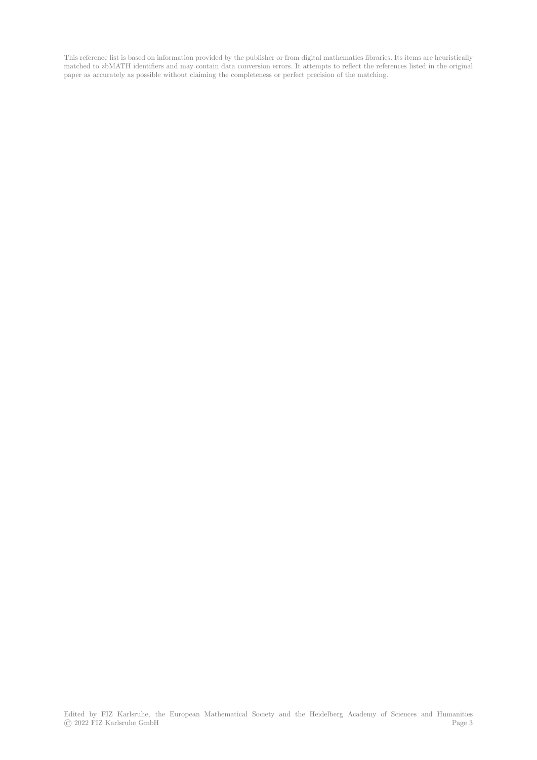This reference list is based on information provided by the publisher or from digital mathematics libraries. Its items are heuristically matched to zbMATH identifiers and may contain data conversion errors. It attempts to reflect the references listed in the original paper as accurately as possible without claiming the completeness or perfect precision of the matching.